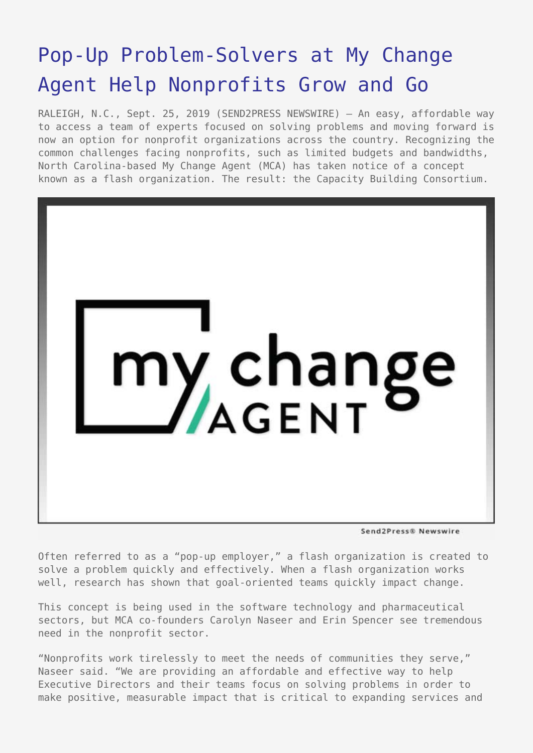# Pop-Up Problem-Solvers at My Change Agent Help Nonprofits Grow and Go

RALEIGH, N.C., Sept. 25, 2019 (SEND2PRESS NEWSWIRE) — An easy, affordable way to access a team of experts focused on solving problems and moving forward is now an option for nonprofit organizations across the country. Recognizing the common challenges facing nonprofits, such as limited budgets and bandwidths, North Carolina-based My Change Agent (MCA) has taken notice of a concept known as a flash organization. The result: the Capacity Building Consortium.

Often referred to as a "pop-up employer," a flash organization is created to solve a problem quickly and effectively. When a flash organization works well, research has shown that goal-oriented teams quickly impact change.

This concept is being used in the software technology and pharmaceutical sectors, but MCA co-founders Carolyn Naseer and Erin Spencer see tremendous need in the nonprofit sector.

"Nonprofits work tirelessly to meet the needs of communities they serve," Naseer said. "We are providing an affordable and effective way to help Executive Directors and their teams focus on solving problems in order to make positive, measurable impact that is critical to expanding services and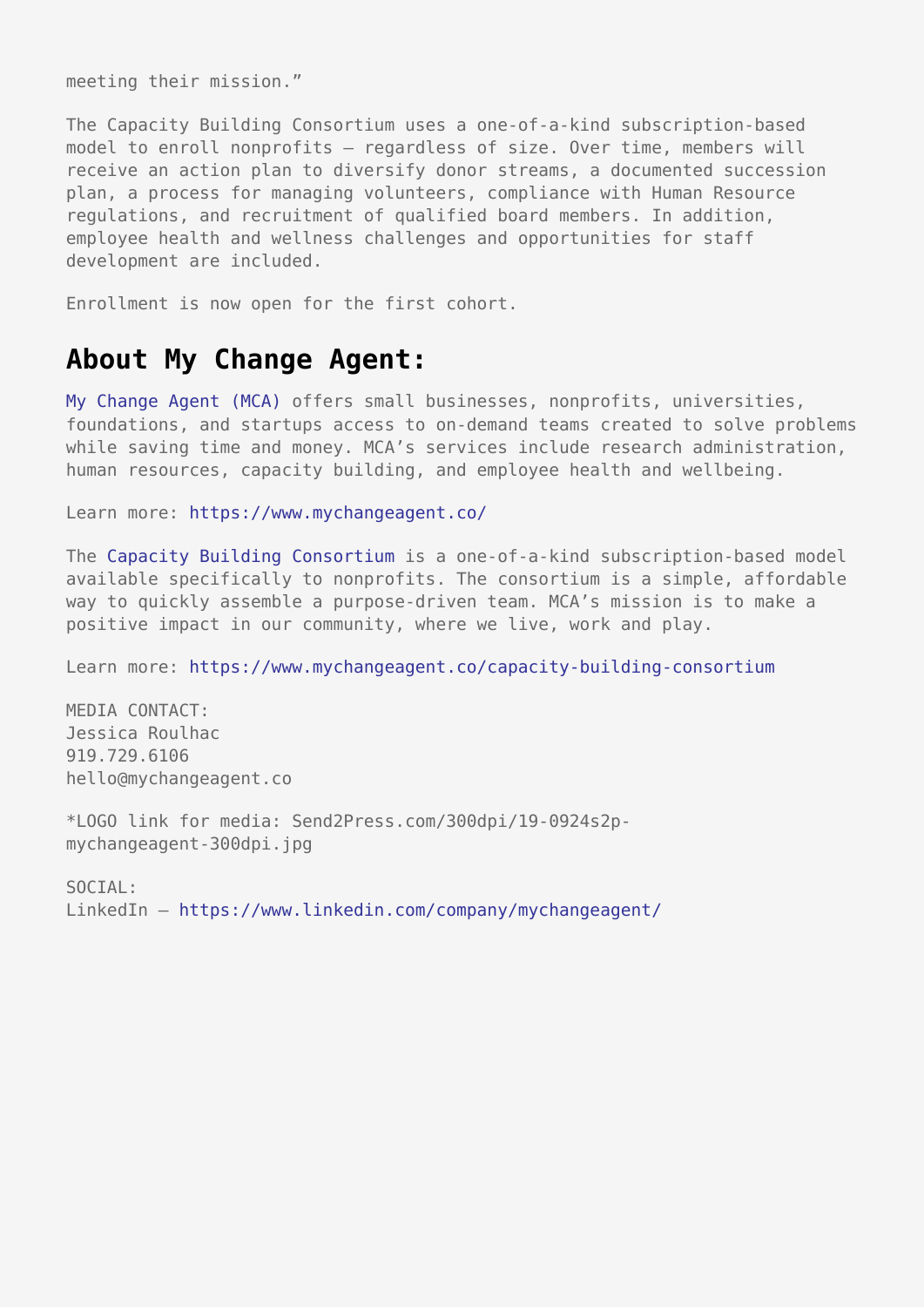meeting their mission."

The Capacity Building Consortium uses a one-of-a-kind subscription-based model to enroll nonprofits – regardless of size. Over time, members will receive an action plan to diversify donor streams, a documented succession plan, a process for managing volunteers, compliance with Human Resource regulations, and recruitment of qualified board members. In addition, employee health and wellness challenges and opportunities for staff development are included.

Enrollment is now open for the first cohort.

## About My Change Agent:

My Change Agent (MCA) offers small businesses, nonprofits, universities, foundations, and startups access to on-demand teams created to solve problems while saving time and money. MCA's services include research administration, human resources, capacity building, and employee health and wellbeing.

Learn more: https://www.mychangeagent.co/

The Capacity Building Consortium is a one-of-a-kind subscription-based model available specifically to nonprofits. The consortium is a simple, affordable way to quickly assemble a purpose-driven team. MCA's mission is to make a positive impact in our community, where we live, work and play.

Learn more: https://www.mychangeagent.co/capacity-building-consortium

MEDIA CONTACT:
Jessica Roulhac
919.729.6106
hello@mychangeagent.co

*LOGO link for media: Send2Press.com/300dpi/19-0924s2p-mychangeagent-300dpi.jpg

SOCIAL:
LinkedIn – https://www.linkedin.com/company/mychangeagent/